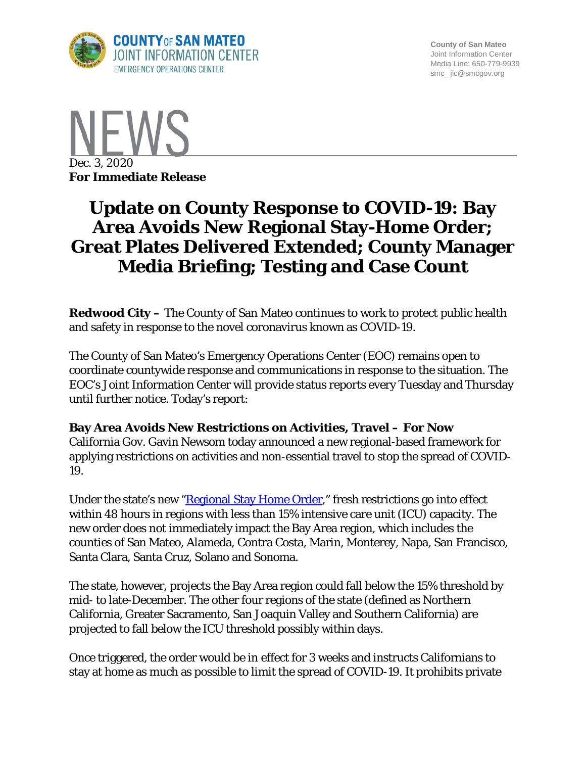County of San Mateo
Joint Information Center
Media Line: 650-779-9939
smc_ jic@smcgov.org

NEWS

Dec. 3, 2020
**For Immediate Release**

# Update on County Response to COVID-19: Bay Area Avoids New Regional Stay-Home Order; Great Plates Delivered Extended; County Manager Media Briefing; Testing and Case Count

**Redwood City –** The County of San Mateo continues to work to protect public health and safety in response to the novel coronavirus known as COVID-19.

The County of San Mateo's Emergency Operations Center (EOC) remains open to coordinate countywide response and communications in response to the situation. The EOC's Joint Information Center will provide status reports every Tuesday and Thursday until further notice. Today's report:

**Bay Area Avoids New Restrictions on Activities, Travel – For Now**
California Gov. Gavin Newsom today announced a new regional-based framework for applying restrictions on activities and non-essential travel to stop the spread of COVID-19.

Under the state's new "Regional Stay Home Order," fresh restrictions go into effect within 48 hours in regions with less than 15% intensive care unit (ICU) capacity. The new order does not immediately impact the Bay Area region, which includes the counties of San Mateo, Alameda, Contra Costa, Marin, Monterey, Napa, San Francisco, Santa Clara, Santa Cruz, Solano and Sonoma.

The state, however, projects the Bay Area region could fall below the 15% threshold by mid- to late-December. The other four regions of the state (defined as Northern California, Greater Sacramento, San Joaquin Valley and Southern California) are projected to fall below the ICU threshold possibly within days.

Once triggered, the order would be in effect for 3 weeks and instructs Californians to stay at home as much as possible to limit the spread of COVID-19. It prohibits private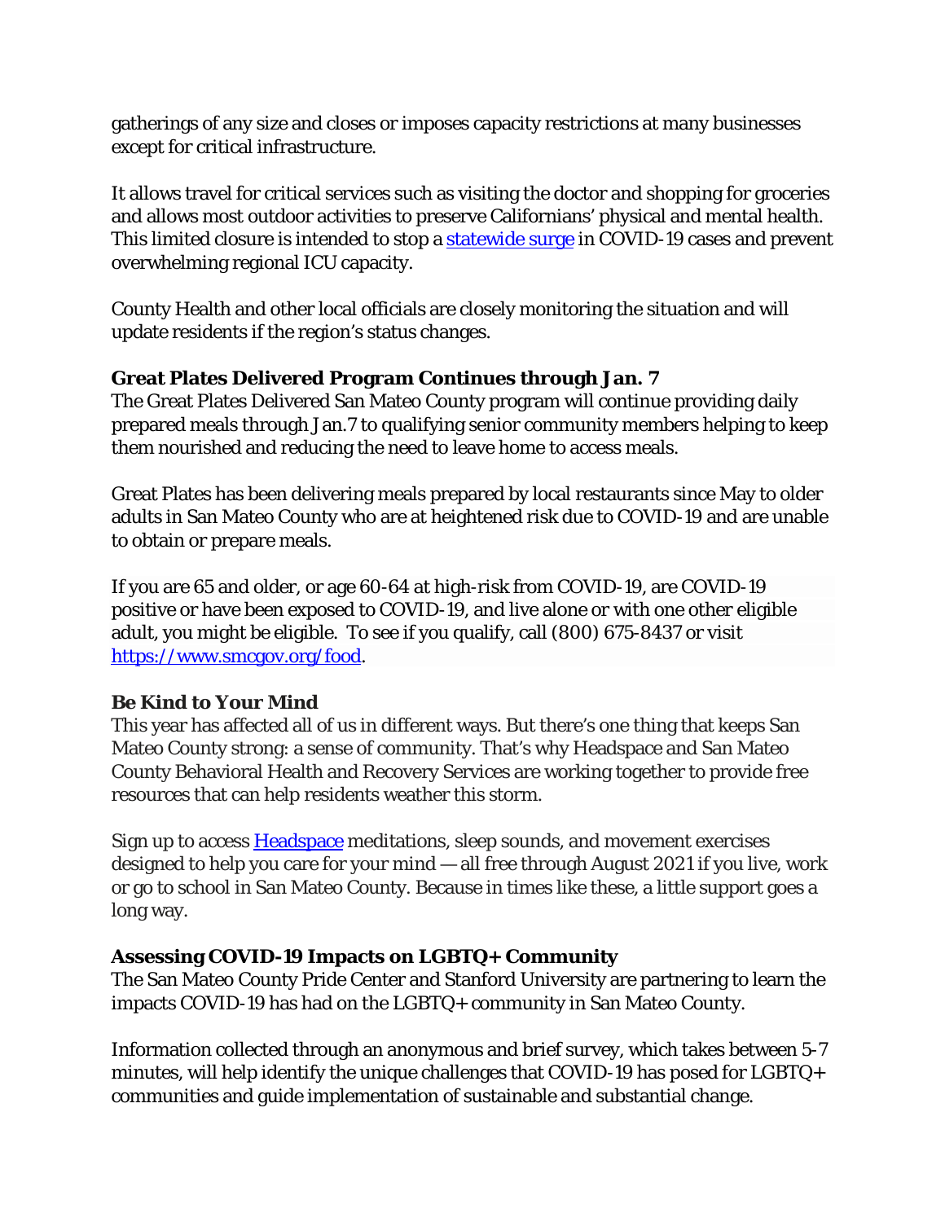gatherings of any size and closes or imposes capacity restrictions at many businesses except for critical infrastructure.

It allows travel for critical services such as visiting the doctor and shopping for groceries and allows most outdoor activities to preserve Californians' physical and mental health. This limited closure is intended to stop a [statewide surge] in COVID-19 cases and prevent overwhelming regional ICU capacity.

County Health and other local officials are closely monitoring the situation and will update residents if the region's status changes.

**Great Plates Delivered Program Continues through Jan. 7**

The Great Plates Delivered San Mateo County program will continue providing daily prepared meals through Jan.7 to qualifying senior community members helping to keep them nourished and reducing the need to leave home to access meals.

Great Plates has been delivering meals prepared by local restaurants since May to older adults in San Mateo County who are at heightened risk due to COVID-19 and are unable to obtain or prepare meals.

If you are 65 and older, or age 60-64 at high-risk from COVID-19, are COVID-19 positive or have been exposed to COVID-19, and live alone or with one other eligible adult, you might be eligible. To see if you qualify, call (800) 675-8437 or visit https://www.smcgov.org/food.

**Be Kind to Your Mind**

This year has affected all of us in different ways. But there's one thing that keeps San Mateo County strong: a sense of community. That's why Headspace and San Mateo County Behavioral Health and Recovery Services are working together to provide free resources that can help residents weather this storm.

Sign up to access [Headspace] meditations, sleep sounds, and movement exercises designed to help you care for your mind — all free through August 2021 if you live, work or go to school in San Mateo County. Because in times like these, a little support goes a long way.

**Assessing COVID-19 Impacts on LGBTQ+ Community**

The San Mateo County Pride Center and Stanford University are partnering to learn the impacts COVID-19 has had on the LGBTQ+ community in San Mateo County.

Information collected through an anonymous and brief survey, which takes between 5-7 minutes, will help identify the unique challenges that COVID-19 has posed for LGBTQ+ communities and guide implementation of sustainable and substantial change.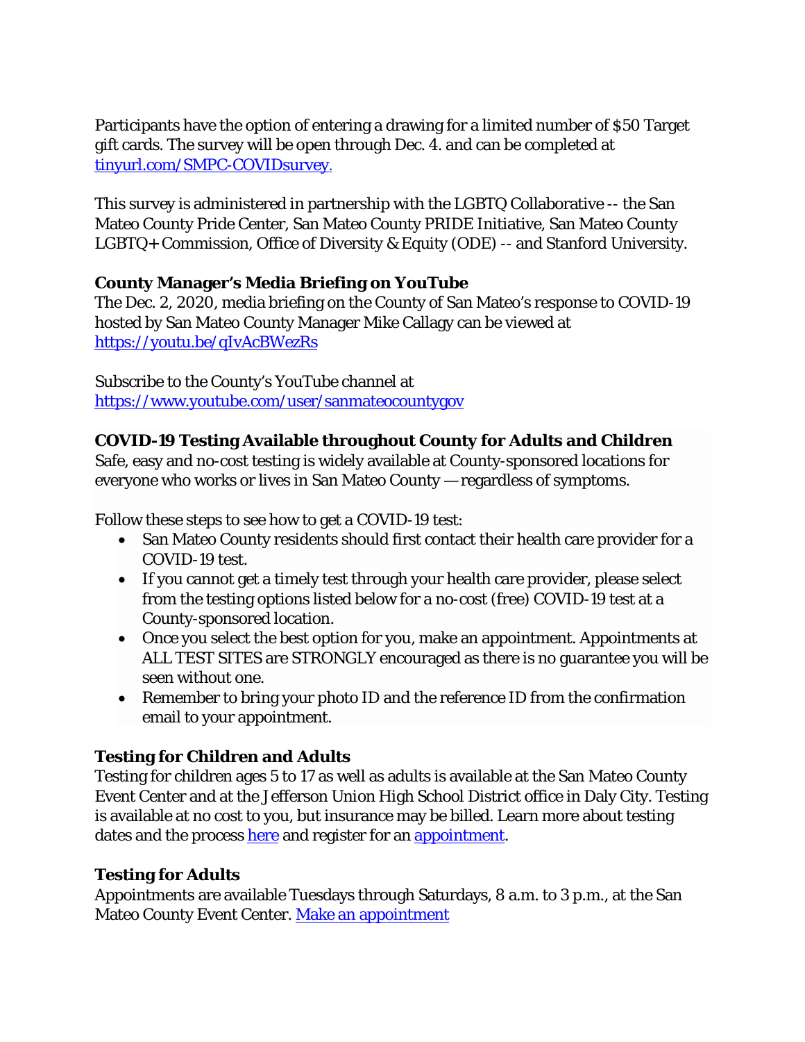Participants have the option of entering a drawing for a limited number of $50 Target gift cards. The survey will be open through Dec. 4. and can be completed at [tinyurl.com/SMPC-COVIDsurvey.](tinyurl.com/SMPC-COVIDsurvey)

This survey is administered in partnership with the LGBTQ Collaborative -- the San Mateo County Pride Center, San Mateo County PRIDE Initiative, San Mateo County LGBTQ+ Commission, Office of Diversity & Equity (ODE) -- and Stanford University.

**County Manager's Media Briefing on YouTube**

The Dec. 2, 2020, media briefing on the County of San Mateo's response to COVID-19 hosted by San Mateo County Manager Mike Callagy can be viewed at [https://youtu.be/qIvAcBWezRs](https://youtu.be/qIvAcBWezRs)

Subscribe to the County's YouTube channel at [https://www.youtube.com/user/sanmateocountygov](https://www.youtube.com/user/sanmateocountygov)

**COVID-19 Testing Available throughout County for Adults and Children**

Safe, easy and no-cost testing is widely available at County-sponsored locations for everyone who works or lives in San Mateo County — regardless of symptoms.

Follow these steps to see how to get a COVID-19 test:

- San Mateo County residents should first contact their health care provider for a COVID-19 test.
- If you cannot get a timely test through your health care provider, please select from the testing options listed below for a no-cost (free) COVID-19 test at a County-sponsored location.
- Once you select the best option for you, make an appointment. Appointments at ALL TEST SITES are STRONGLY encouraged as there is no guarantee you will be seen without one.
- Remember to bring your photo ID and the reference ID from the confirmation email to your appointment.

**Testing for Children and Adults**

Testing for children ages 5 to 17 as well as adults is available at the San Mateo County Event Center and at the Jefferson Union High School District office in Daly City. Testing is available at no cost to you, but insurance may be billed. Learn more about testing dates and the process here and register for an appointment.

**Testing for Adults**

Appointments are available Tuesdays through Saturdays, 8 a.m. to 3 p.m., at the San Mateo County Event Center. Make an appointment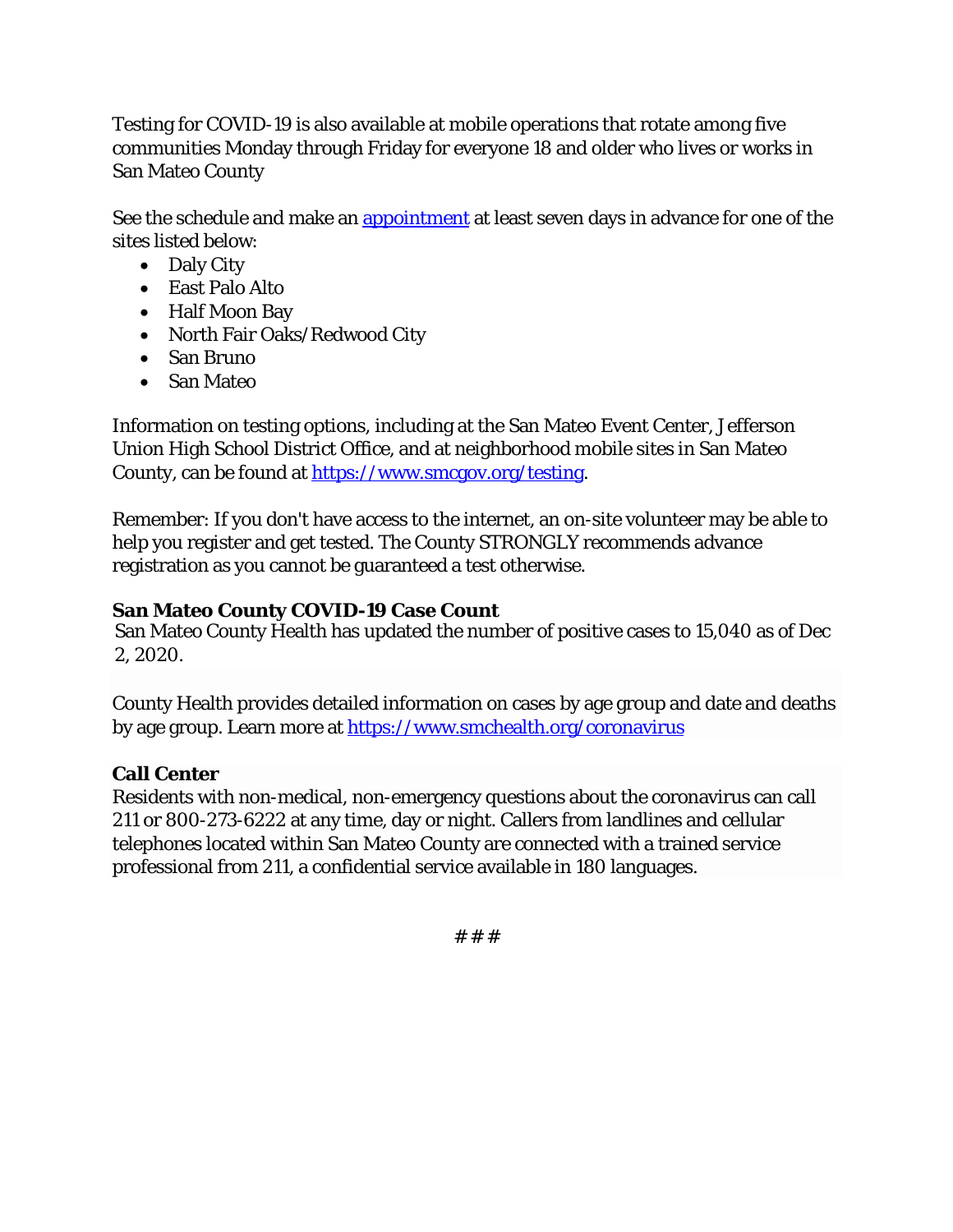Testing for COVID-19 is also available at mobile operations that rotate among five communities Monday through Friday for everyone 18 and older who lives or works in San Mateo County

See the schedule and make an appointment at least seven days in advance for one of the sites listed below:

- Daly City
- East Palo Alto
- Half Moon Bay
- North Fair Oaks/Redwood City
- San Bruno
- San Mateo

Information on testing options, including at the San Mateo Event Center, Jefferson Union High School District Office, and at neighborhood mobile sites in San Mateo County, can be found at https://www.smcgov.org/testing.

Remember: If you don't have access to the internet, an on-site volunteer may be able to help you register and get tested. The County STRONGLY recommends advance registration as you cannot be guaranteed a test otherwise.

**San Mateo County COVID-19 Case Count**

San Mateo County Health has updated the number of positive cases to 15,040 as of Dec 2, 2020.

County Health provides detailed information on cases by age group and date and deaths by age group. Learn more at https://www.smchealth.org/coronavirus

**Call Center**

Residents with non-medical, non-emergency questions about the coronavirus can call 211 or 800-273-6222 at any time, day or night. Callers from landlines and cellular telephones located within San Mateo County are connected with a trained service professional from 211, a confidential service available in 180 languages.

# # #